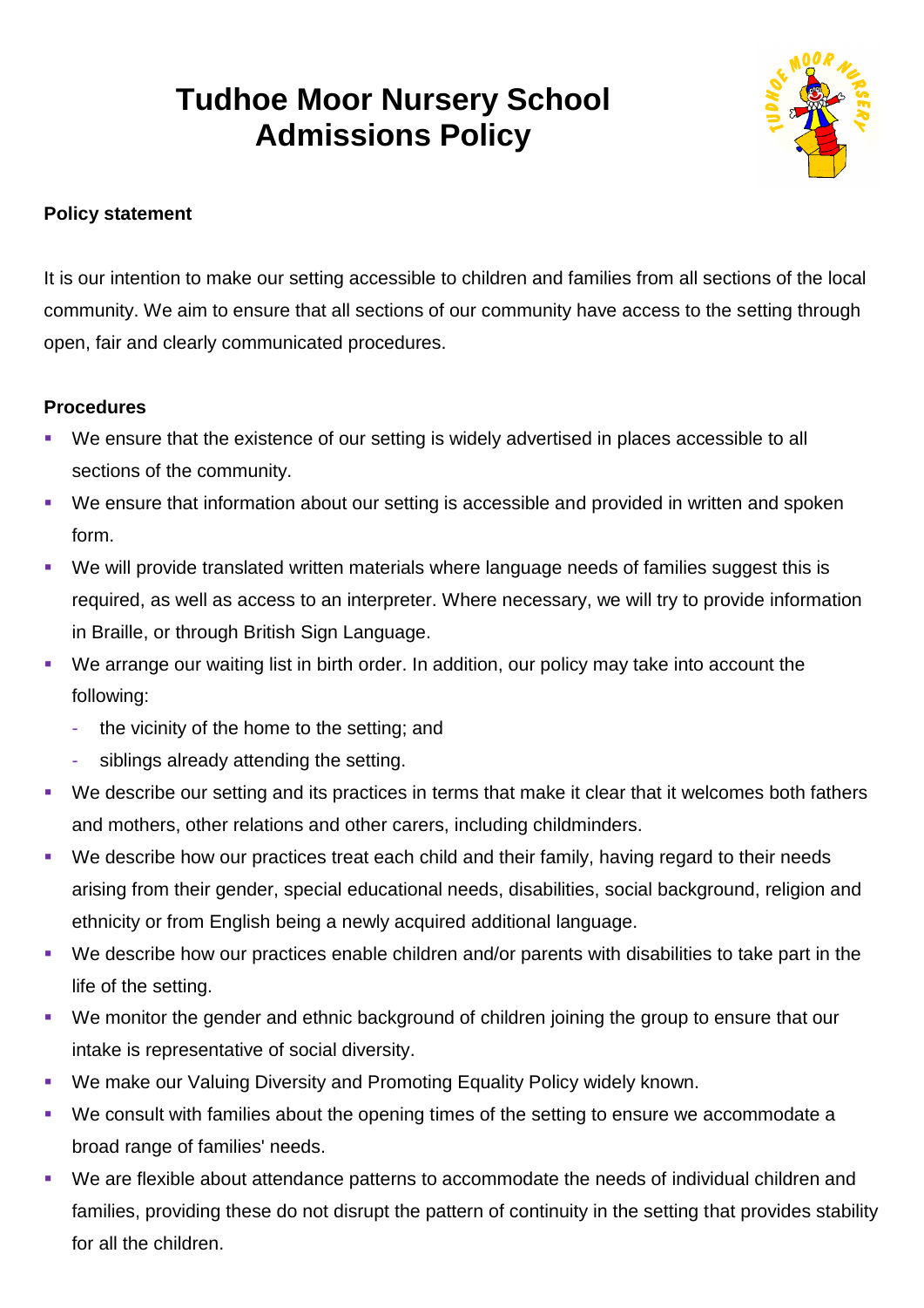# Tudhoe Moor Nursery School Admissions Policy

**Policy statement**

It is our intention to make our setting accessible to children and families from all sections of the local community. We aim to ensure that all sections of our community have access to the setting through open, fair and clearly communicated procedures.

**Procedures**

- We ensure that the existence of our setting is widely advertised in places accessible to all sections of the community.
- We ensure that information about our setting is accessible and provided in written and spoken form.
- We will provide translated written materials where language needs of families suggest this is required, as well as access to an interpreter. Where necessary, we will try to provide information in Braille, or through British Sign Language.
- We arrange our waiting list in birth order. In addition, our policy may take into account the following:
  - the vicinity of the home to the setting; and
  - siblings already attending the setting.
- We describe our setting and its practices in terms that make it clear that it welcomes both fathers and mothers, other relations and other carers, including childminders.
- We describe how our practices treat each child and their family, having regard to their needs arising from their gender, special educational needs, disabilities, social background, religion and ethnicity or from English being a newly acquired additional language.
- We describe how our practices enable children and/or parents with disabilities to take part in the life of the setting.
- We monitor the gender and ethnic background of children joining the group to ensure that our intake is representative of social diversity.
- We make our Valuing Diversity and Promoting Equality Policy widely known.
- We consult with families about the opening times of the setting to ensure we accommodate a broad range of families' needs.
- We are flexible about attendance patterns to accommodate the needs of individual children and families, providing these do not disrupt the pattern of continuity in the setting that provides stability for all the children.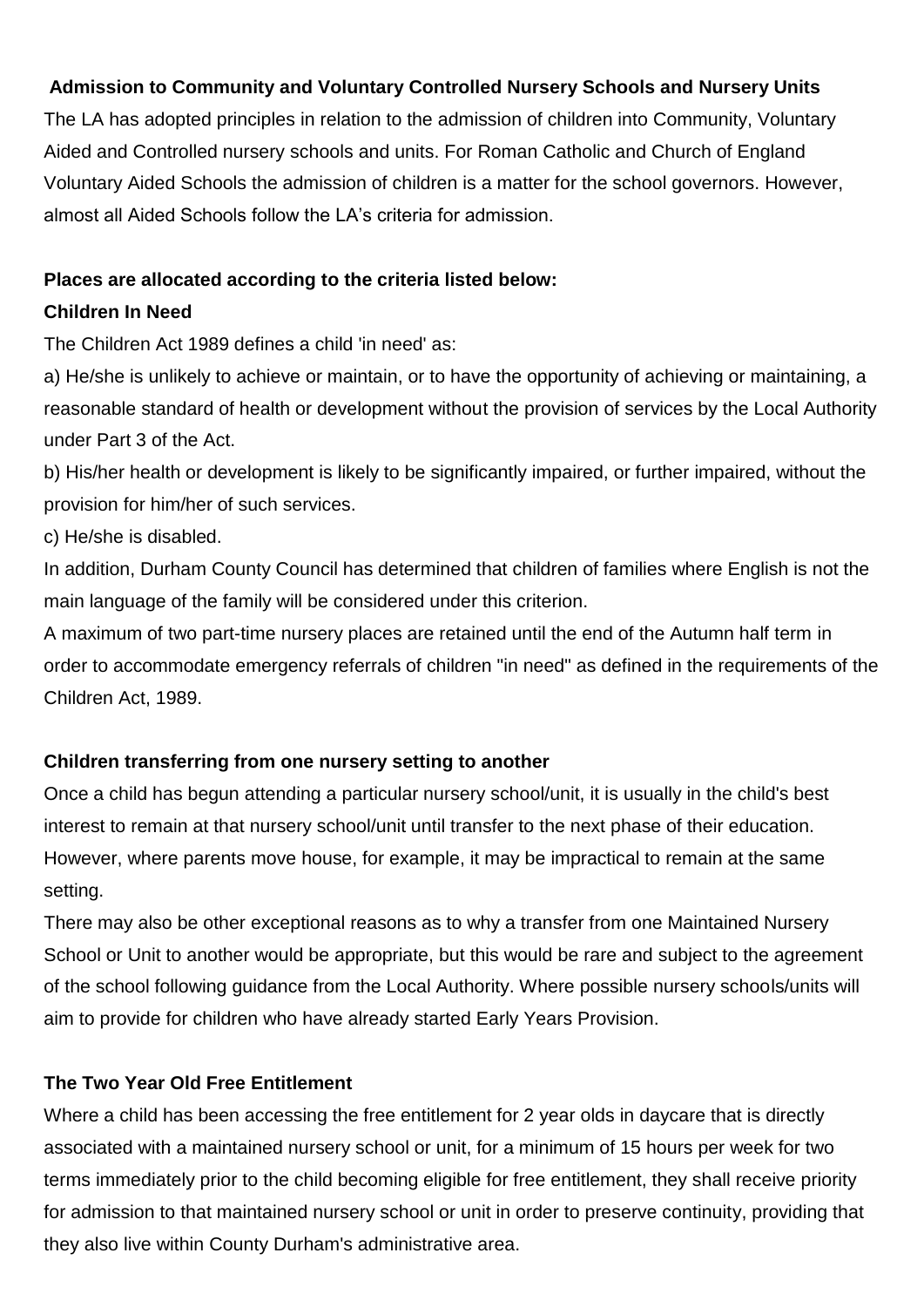**Admission to Community and Voluntary Controlled Nursery Schools and Nursery Units**

The LA has adopted principles in relation to the admission of children into Community, Voluntary Aided and Controlled nursery schools and units. For Roman Catholic and Church of England Voluntary Aided Schools the admission of children is a matter for the school governors. However, almost all Aided Schools follow the LA's criteria for admission.

**Places are allocated according to the criteria listed below:**

**Children In Need**

The Children Act 1989 defines a child 'in need' as:

a) He/she is unlikely to achieve or maintain, or to have the opportunity of achieving or maintaining, a reasonable standard of health or development without the provision of services by the Local Authority under Part 3 of the Act.

b) His/her health or development is likely to be significantly impaired, or further impaired, without the provision for him/her of such services.

c) He/she is disabled.

In addition, Durham County Council has determined that children of families where English is not the main language of the family will be considered under this criterion.

A maximum of two part-time nursery places are retained until the end of the Autumn half term in order to accommodate emergency referrals of children "in need" as defined in the requirements of the Children Act, 1989.

**Children transferring from one nursery setting to another**

Once a child has begun attending a particular nursery school/unit, it is usually in the child's best interest to remain at that nursery school/unit until transfer to the next phase of their education. However, where parents move house, for example, it may be impractical to remain at the same setting.

There may also be other exceptional reasons as to why a transfer from one Maintained Nursery School or Unit to another would be appropriate, but this would be rare and subject to the agreement of the school following guidance from the Local Authority. Where possible nursery schools/units will aim to provide for children who have already started Early Years Provision.

**The Two Year Old Free Entitlement**

Where a child has been accessing the free entitlement for 2 year olds in daycare that is directly associated with a maintained nursery school or unit, for a minimum of 15 hours per week for two terms immediately prior to the child becoming eligible for free entitlement, they shall receive priority for admission to that maintained nursery school or unit in order to preserve continuity, providing that they also live within County Durham's administrative area.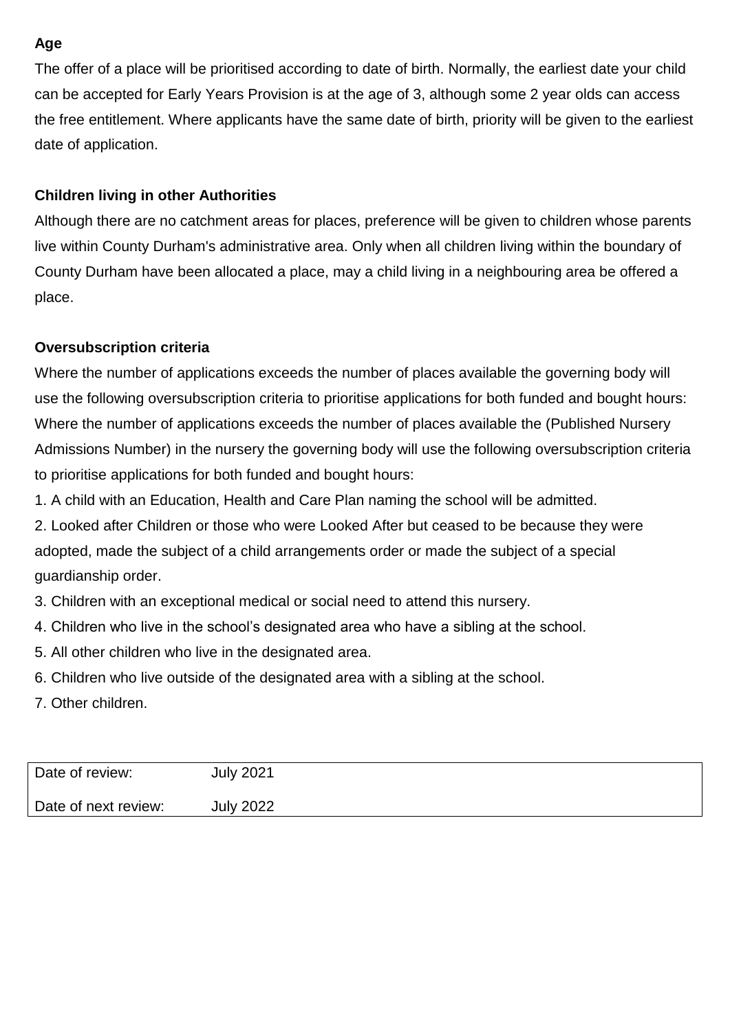**Age**

The offer of a place will be prioritised according to date of birth. Normally, the earliest date your child can be accepted for Early Years Provision is at the age of 3, although some 2 year olds can access the free entitlement. Where applicants have the same date of birth, priority will be given to the earliest date of application.

**Children living in other Authorities**

Although there are no catchment areas for places, preference will be given to children whose parents live within County Durham's administrative area. Only when all children living within the boundary of County Durham have been allocated a place, may a child living in a neighbouring area be offered a place.

**Oversubscription criteria**

Where the number of applications exceeds the number of places available the governing body will use the following oversubscription criteria to prioritise applications for both funded and bought hours: Where the number of applications exceeds the number of places available the (Published Nursery Admissions Number) in the nursery the governing body will use the following oversubscription criteria to prioritise applications for both funded and bought hours:

1. A child with an Education, Health and Care Plan naming the school will be admitted.
2. Looked after Children or those who were Looked After but ceased to be because they were adopted, made the subject of a child arrangements order or made the subject of a special guardianship order.
3. Children with an exceptional medical or social need to attend this nursery.
4. Children who live in the school's designated area who have a sibling at the school.
5. All other children who live in the designated area.
6. Children who live outside of the designated area with a sibling at the school.
7. Other children.

| | |
|---|---|
| Date of review: | July 2021 |
| Date of next review: | July 2022 |